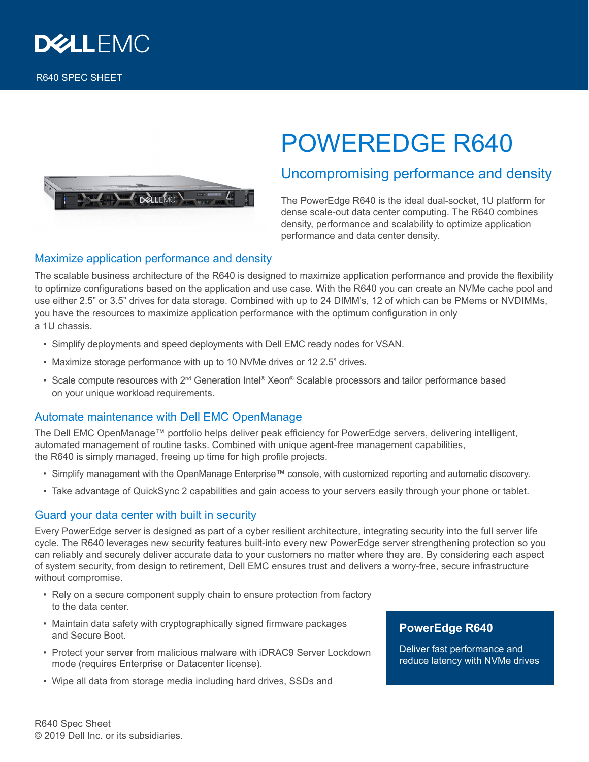DELL EMC

R640 SPEC SHEET

# POWEREDGE R640

## Uncompromising performance and density

The PowerEdge R640 is the ideal dual-socket, 1U platform for dense scale-out data center computing. The R640 combines density, performance and scalability to optimize application performance and data center density.

### Maximize application performance and density

The scalable business architecture of the R640 is designed to maximize application performance and provide the flexibility to optimize configurations based on the application and use case. With the R640 you can create an NVMe cache pool and use either 2.5" or 3.5" drives for data storage. Combined with up to 24 DIMM's, 12 of which can be PMems or NVDIMMs, you have the resources to maximize application performance with the optimum configuration in only a 1U chassis.

- Simplify deployments and speed deployments with Dell EMC ready nodes for VSAN.
- Maximize storage performance with up to 10 NVMe drives or 12 2.5" drives.
- Scale compute resources with 2nd Generation Intel® Xeon® Scalable processors and tailor performance based on your unique workload requirements.

### Automate maintenance with Dell EMC OpenManage

The Dell EMC OpenManage™ portfolio helps deliver peak efficiency for PowerEdge servers, delivering intelligent, automated management of routine tasks. Combined with unique agent-free management capabilities, the R640 is simply managed, freeing up time for high profile projects.

- Simplify management with the OpenManage Enterprise™ console, with customized reporting and automatic discovery.
- Take advantage of QuickSync 2 capabilities and gain access to your servers easily through your phone or tablet.

### Guard your data center with built in security

Every PowerEdge server is designed as part of a cyber resilient architecture, integrating security into the full server life cycle. The R640 leverages new security features built-into every new PowerEdge server strengthening protection so you can reliably and securely deliver accurate data to your customers no matter where they are. By considering each aspect of system security, from design to retirement, Dell EMC ensures trust and delivers a worry-free, secure infrastructure without compromise.

- Rely on a secure component supply chain to ensure protection from factory to the data center.
- Maintain data safety with cryptographically signed firmware packages and Secure Boot.
- Protect your server from malicious malware with iDRAC9 Server Lockdown mode (requires Enterprise or Datacenter license).
- Wipe all data from storage media including hard drives, SSDs and

**PowerEdge R640**

Deliver fast performance and reduce latency with NVMe drives

R640 Spec Sheet
© 2019 Dell Inc. or its subsidiaries.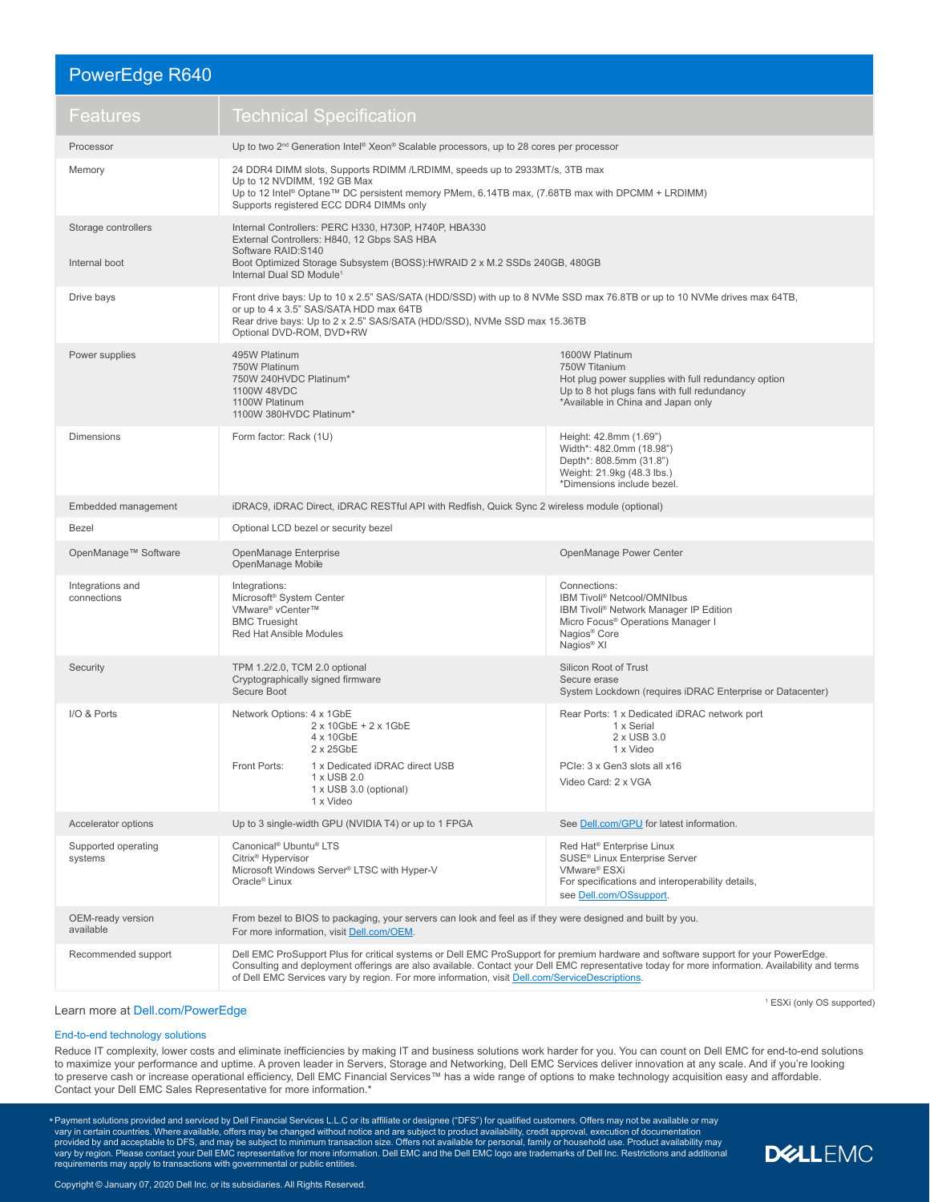# PowerEdge R640

| Features | Technical Specification | |
|---|---|---|
| Processor | Up to two 2nd Generation Intel® Xeon® Scalable processors, up to 28 cores per processor | |
| Memory | 24 DDR4 DIMM slots, Supports RDIMM /LRDIMM, speeds up to 2933MT/s, 3TB max<br>Up to 12 NVDIMM, 192 GB Max<br>Up to 12 Intel® Optane™ DC persistent memory PMem, 6.14TB max, (7.68TB max with DPCMM + LRDIMM)<br>Supports registered ECC DDR4 DIMMs only | |
| Storage controllers | Internal Controllers: PERC H330, H730P, H740P, HBA330<br>External Controllers: H840, 12 Gbps SAS HBA<br>Software RAID:S140 | |
| Internal boot | Boot Optimized Storage Subsystem (BOSS):HWRAID 2 x M.2 SSDs 240GB, 480GB<br>Internal Dual SD Module[1] | |
| Drive bays | Front drive bays: Up to 10 x 2.5" SAS/SATA (HDD/SSD) with up to 8 NVMe SSD max 76.8TB or up to 10 NVMe drives max 64TB, or up to 4 x 3.5" SAS/SATA HDD max 64TB<br>Rear drive bays: Up to 2 x 2.5" SAS/SATA (HDD/SSD), NVMe SSD max 15.36TB<br>Optional DVD-ROM, DVD+RW | |
| Power supplies | 495W Platinum<br>750W Platinum<br>750W 240HVDC Platinum*<br>1100W 48VDC<br>1100W Platinum<br>1100W 380HVDC Platinum* | 1600W Platinum<br>750W Titanium<br>Hot plug power supplies with full redundancy option<br>Up to 8 hot plugs fans with full redundancy<br>*Available in China and Japan only |
| Dimensions | Form factor: Rack (1U) | Height: 42.8mm (1.69")<br>Width*: 482.0mm (18.98")<br>Depth*: 808.5mm (31.8")<br>Weight: 21.9kg (48.3 lbs.)<br>*Dimensions include bezel. |
| Embedded management | iDRAC9, iDRAC Direct, iDRAC RESTful API with Redfish, Quick Sync 2 wireless module (optional) | |
| Bezel | Optional LCD bezel or security bezel | |
| OpenManage™ Software | OpenManage Enterprise<br>OpenManage Mobile | OpenManage Power Center |
| Integrations and connections | Integrations:<br>Microsoft® System Center<br>VMware® vCenter™<br>BMC Truesight<br>Red Hat Ansible Modules | Connections:<br>IBM Tivoli® Netcool/OMNIbus<br>IBM Tivoli® Network Manager IP Edition<br>Micro Focus® Operations Manager I<br>Nagios® Core<br>Nagios® XI |
| Security | TPM 1.2/2.0, TCM 2.0 optional<br>Cryptographically signed firmware<br>Secure Boot | Silicon Root of Trust<br>Secure erase<br>System Lockdown (requires iDRAC Enterprise or Datacenter) |
| I/O & Ports | Network Options: 4 x 1GbE<br>2 x 10GbE + 2 x 1GbE<br>4 x 10GbE<br>2 x 25GbE<br>Front Ports: 1 x Dedicated iDRAC direct USB<br>1 x USB 2.0<br>1 x USB 3.0 (optional)<br>1 x Video | Rear Ports: 1 x Dedicated iDRAC network port<br>1 x Serial<br>2 x USB 3.0<br>1 x Video<br>PCIe: 3 x Gen3 slots all x16<br>Video Card: 2 x VGA |
| Accelerator options | Up to 3 single-width GPU (NVIDIA T4) or up to 1 FPGA | See Dell.com/GPU for latest information. |
| Supported operating systems | Canonical® Ubuntu® LTS<br>Citrix® Hypervisor<br>Microsoft Windows Server® LTSC with Hyper-V<br>Oracle® Linux | Red Hat® Enterprise Linux<br>SUSE® Linux Enterprise Server<br>VMware® ESXi<br>For specifications and interoperability details, see Dell.com/OSsupport. |
| OEM-ready version available | From bezel to BIOS to packaging, your servers can look and feel as if they were designed and built by you.<br>For more information, visit Dell.com/OEM. | |
| Recommended support | Dell EMC ProSupport Plus for critical systems or Dell EMC ProSupport for premium hardware and software support for your PowerEdge. Consulting and deployment offerings are also available. Contact your Dell EMC representative today for more information. Availability and terms of Dell EMC Services vary by region. For more information, visit Dell.com/ServiceDescriptions. | |

[1] ESXi (only OS supported)

Learn more at Dell.com/PowerEdge

## End-to-end technology solutions

Reduce IT complexity, lower costs and eliminate inefficiencies by making IT and business solutions work harder for you. You can count on Dell EMC for end-to-end solutions to maximize your performance and uptime. A proven leader in Servers, Storage and Networking, Dell EMC Services deliver innovation at any scale. And if you're looking to preserve cash or increase operational efficiency, Dell EMC Financial Services™ has a wide range of options to make technology acquisition easy and affordable. Contact your Dell EMC Sales Representative for more information.*

* Payment solutions provided and serviced by Dell Financial Services L.L.C or its affiliate or designee ("DFS") for qualified customers. Offers may not be available or may vary in certain countries. Where available, offers may be changed without notice and are subject to product availability, credit approval, execution of documentation provided by and acceptable to DFS, and may be subject to minimum transaction size. Offers not available for personal, family or household use. Product availability may vary by region. Please contact your Dell EMC representative for more information. Dell EMC and the Dell EMC logo are trademarks of Dell Inc. Restrictions and additional requirements may apply to transactions with governmental or public entities.

DELL EMC

Copyright © January 07, 2020 Dell Inc. or its subsidiaries. All Rights Reserved.